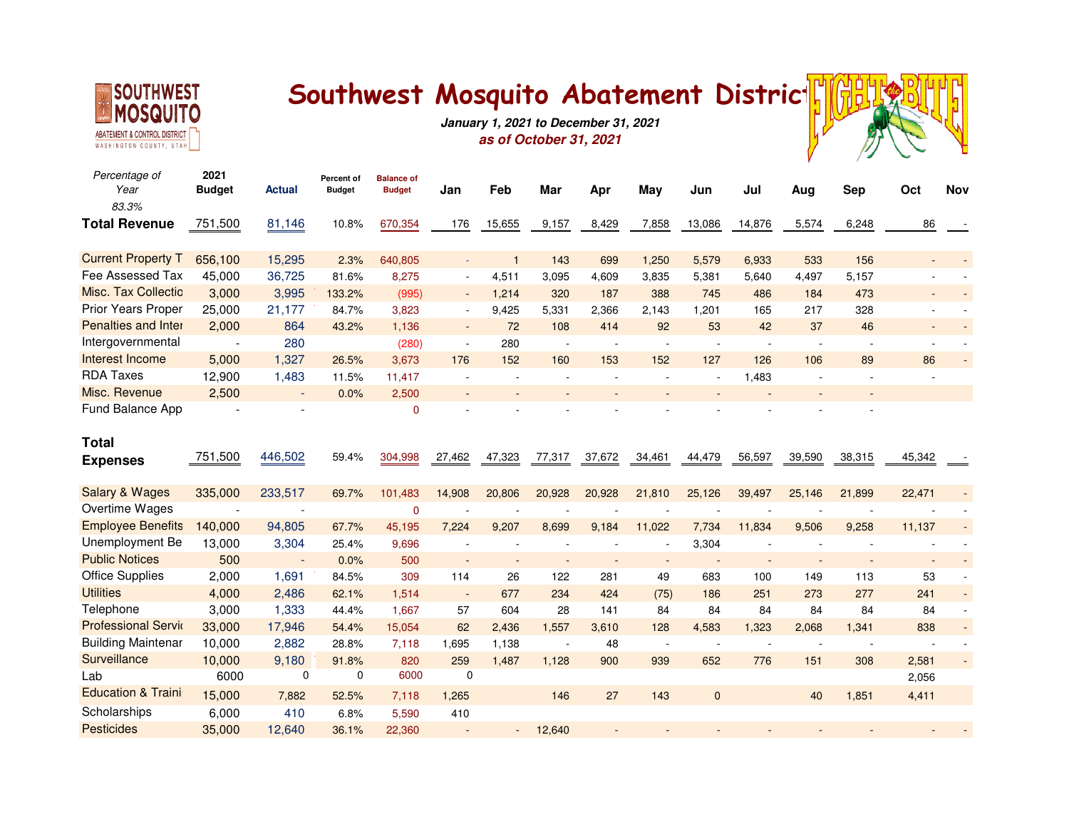# Southwest Mosquito Abatement District

***January 1, 2021 to December 31, 2021***
***as of October 31, 2021***

| *Percentage of Year 83.3%* | 2021 Budget | Actual | Percent of Budget | Balance of Budget | Jan | Feb | Mar | Apr | May | Jun | Jul | Aug | Sep | Oct | Nov |
|---|---|---|---|---|---|---|---|---|---|---|---|---|---|---|---|
| **Total Revenue** | 751,500 | 81,146 | 10.8% | 670,354 | 176 | 15,655 | 9,157 | 8,429 | 7,858 | 13,086 | 14,876 | 5,574 | 6,248 | 86 | - |
| Current Property T | 656,100 | 15,295 | 2.3% | 640,805 | - | 1 | 143 | 699 | 1,250 | 5,579 | 6,933 | 533 | 156 | - | - |
| Fee Assessed Tax | 45,000 | 36,725 | 81.6% | 8,275 | - | 4,511 | 3,095 | 4,609 | 3,835 | 5,381 | 5,640 | 4,497 | 5,157 | - | - |
| Misc. Tax Collectio | 3,000 | 3,995 | 133.2% | (995) | - | 1,214 | 320 | 187 | 388 | 745 | 486 | 184 | 473 | - | - |
| Prior Years Proper | 25,000 | 21,177 | 84.7% | 3,823 | - | 9,425 | 5,331 | 2,366 | 2,143 | 1,201 | 165 | 217 | 328 | - | - |
| Penalties and Inter | 2,000 | 864 | 43.2% | 1,136 | - | 72 | 108 | 414 | 92 | 53 | 42 | 37 | 46 | - | - |
| Intergovernmental | - | 280 | | (280) | - | 280 | - | - | - | - | - | - | - | - | - |
| Interest Income | 5,000 | 1,327 | 26.5% | 3,673 | 176 | 152 | 160 | 153 | 152 | 127 | 126 | 106 | 89 | 86 | - |
| RDA Taxes | 12,900 | 1,483 | 11.5% | 11,417 | - | - | - | - | - | - | 1,483 | - | - | - | |
| Misc. Revenue | 2,500 | - | 0.0% | 2,500 | - | - | - | - | - | - | - | - | - | | |
| Fund Balance App | - | - | | 0 | - | - | - | - | - | - | - | - | - | | |
| **Total Expenses** | 751,500 | 446,502 | 59.4% | 304,998 | 27,462 | 47,323 | 77,317 | 37,672 | 34,461 | 44,479 | 56,597 | 39,590 | 38,315 | 45,342 | - |
| Salary & Wages | 335,000 | 233,517 | 69.7% | 101,483 | 14,908 | 20,806 | 20,928 | 20,928 | 21,810 | 25,126 | 39,497 | 25,146 | 21,899 | 22,471 | - |
| Overtime Wages | - | - | | 0 | - | - | - | - | - | - | - | - | - | - | - |
| Employee Benefits | 140,000 | 94,805 | 67.7% | 45,195 | 7,224 | 9,207 | 8,699 | 9,184 | 11,022 | 7,734 | 11,834 | 9,506 | 9,258 | 11,137 | - |
| Unemployment Be | 13,000 | 3,304 | 25.4% | 9,696 | - | - | - | - | - | 3,304 | - | - | - | - | - |
| Public Notices | 500 | - | 0.0% | 500 | - | - | - | - | - | - | - | - | - | - | - |
| Office Supplies | 2,000 | 1,691 | 84.5% | 309 | 114 | 26 | 122 | 281 | 49 | 683 | 100 | 149 | 113 | 53 | - |
| Utilities | 4,000 | 2,486 | 62.1% | 1,514 | - | 677 | 234 | 424 | (75) | 186 | 251 | 273 | 277 | 241 | - |
| Telephone | 3,000 | 1,333 | 44.4% | 1,667 | 57 | 604 | 28 | 141 | 84 | 84 | 84 | 84 | 84 | 84 | - |
| Professional Servi | 33,000 | 17,946 | 54.4% | 15,054 | 62 | 2,436 | 1,557 | 3,610 | 128 | 4,583 | 1,323 | 2,068 | 1,341 | 838 | - |
| Building Maintenar | 10,000 | 2,882 | 28.8% | 7,118 | 1,695 | 1,138 | - | 48 | - | - | - | - | - | - | - |
| Surveillance | 10,000 | 9,180 | 91.8% | 820 | 259 | 1,487 | 1,128 | 900 | 939 | 652 | 776 | 151 | 308 | 2,581 | - |
| Lab | 6000 | 0 | 0 | 6000 | 0 | | | | | | | | | 2,056 | |
| Education & Traini | 15,000 | 7,882 | 52.5% | 7,118 | 1,265 | | 146 | 27 | 143 | 0 | | 40 | 1,851 | 4,411 | |
| Scholarships | 6,000 | 410 | 6.8% | 5,590 | 410 | | | | | | | | | | |
| Pesticides | 35,000 | 12,640 | 36.1% | 22,360 | - | - | 12,640 | - | - | - | - | - | - | - | - |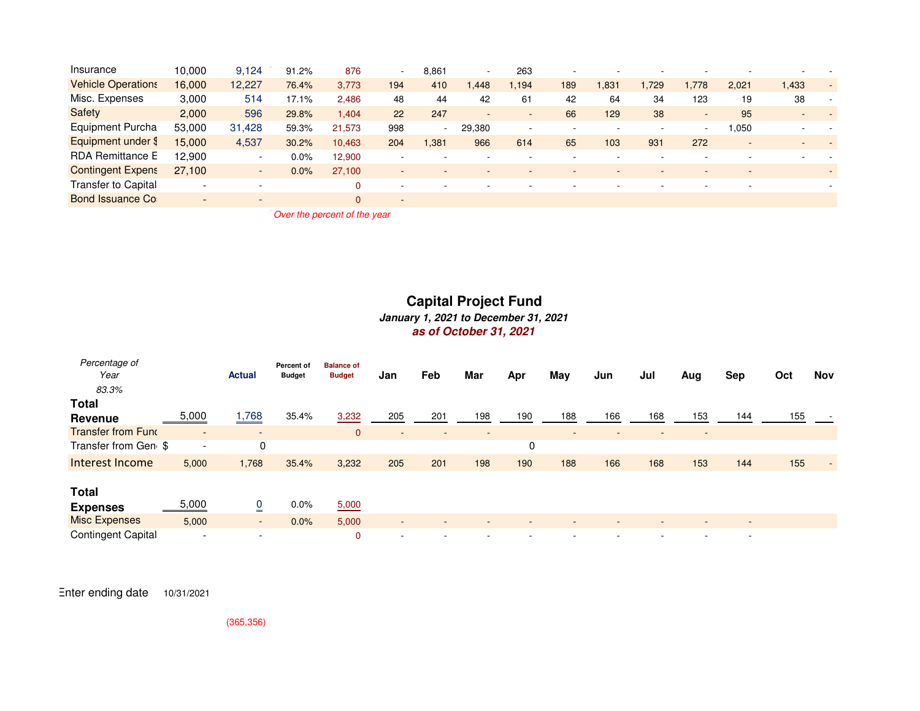| | | | | | | | | | | | | | | | | |
|---|---|---|---|---|---|---|---|---|---|---|---|---|---|---|---|---|
| Insurance | 10,000 | 9,124 | 91.2% | 876 | - | 8,861 | - | 263 | - | - | - | - | - | - | - |
| Vehicle Operations | 16,000 | 12,227 | 76.4% | 3,773 | 194 | 410 | 1,448 | 1,194 | 189 | 1,831 | 1,729 | 1,778 | 2,021 | 1,433 | - |
| Misc. Expenses | 3,000 | 514 | 17.1% | 2,486 | 48 | 44 | 42 | 61 | 42 | 64 | 34 | 123 | 19 | 38 | - |
| Safety | 2,000 | 596 | 29.8% | 1,404 | 22 | 247 | - | - | 66 | 129 | 38 | - | 95 | - | - |
| Equipment Purcha | 53,000 | 31,428 | 59.3% | 21,573 | 998 | - | 29,380 | - | - | - | - | - | 1,050 | - | - |
| Equipment under $ | 15,000 | 4,537 | 30.2% | 10,463 | 204 | 1,381 | 966 | 614 | 65 | 103 | 931 | 272 | - | - | - |
| RDA Remittance E | 12,900 | - | 0.0% | 12,900 | - | - | - | - | - | - | - | - | - | - | - |
| Contingent Expens | 27,100 | - | 0.0% | 27,100 | - | - | - | - | - | - | - | - | - | - | - |
| Transfer to Capital | - | - | | 0 | - | - | - | - | - | - | - | - | - | | - |
| Bond Issuance Co | - | - | | 0 | - | | | | | | | | | | |

*Over the percent of the year*

## Capital Project Fund

***January 1, 2021 to December 31, 2021***

***as of October 31, 2021***

| *Percentage of Year* *83.3%* | | Actual | Percent of Budget | Balance of Budget | Jan | Feb | Mar | Apr | May | Jun | Jul | Aug | Sep | Oct | Nov |
|---|---|---|---|---|---|---|---|---|---|---|---|---|---|---|---|
| **Total Revenue** | 5,000 | 1,768 | 35.4% | 3,232 | 205 | 201 | 198 | 190 | 188 | 166 | 168 | 153 | 144 | 155 | - |
| Transfer from Fund | - | - | | 0 | - | - | - | | - | - | - | - | | | |
| Transfer from Gen $ | - | 0 | | | | | | 0 | | | | | | | |
| Interest Income | 5,000 | 1,768 | 35.4% | 3,232 | 205 | 201 | 198 | 190 | 188 | 166 | 168 | 153 | 144 | 155 | - |
| **Total Expenses** | 5,000 | 0 | 0.0% | 5,000 | | | | | | | | | | | |
| Misc Expenses | 5,000 | - | 0.0% | 5,000 | - | - | - | - | - | - | - | - | - | | |
| Contingent Capital | - | - | | 0 | - | - | - | - | - | - | - | - | - | | |

Enter ending date 10/31/2021

(365,356)